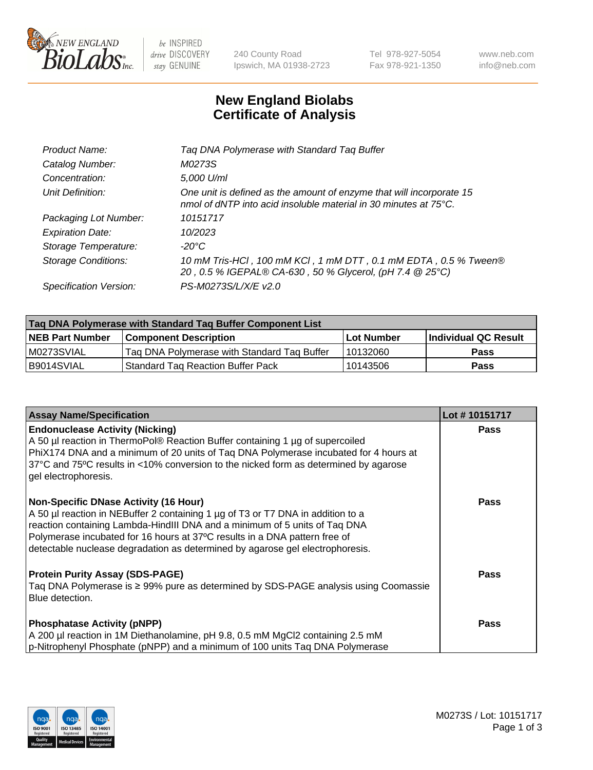# New England Biolabs
# Certificate of Analysis

| | |
|---|---|
| *Product Name:* | *Taq DNA Polymerase with Standard Taq Buffer* |
| *Catalog Number:* | *M0273S* |
| *Concentration:* | *5,000 U/ml* |
| *Unit Definition:* | *One unit is defined as the amount of enzyme that will incorporate 15 nmol of dNTP into acid insoluble material in 30 minutes at 75°C.* |
| *Packaging Lot Number:* | *10151717* |
| *Expiration Date:* | *10/2023* |
| *Storage Temperature:* | *-20°C* |
| *Storage Conditions:* | *10 mM Tris-HCl , 100 mM KCl , 1 mM DTT , 0.1 mM EDTA , 0.5 % Tween® 20 , 0.5 % IGEPAL® CA-630 , 50 % Glycerol, (pH 7.4 @ 25°C)* |
| *Specification Version:* | *PS-M0273S/L/X/E v2.0* |

| Taq DNA Polymerase with Standard Taq Buffer Component List | | | |
|---|---|---|---|
| **NEB Part Number** | **Component Description** | **Lot Number** | **Individual QC Result** |
| M0273SVIAL | Taq DNA Polymerase with Standard Taq Buffer | 10132060 | **Pass** |
| B9014SVIAL | Standard Taq Reaction Buffer Pack | 10143506 | **Pass** |

| Assay Name/Specification | Lot # 10151717 |
|---|---|
| **Endonuclease Activity (Nicking)**<br>A 50 µl reaction in ThermoPol® Reaction Buffer containing 1 µg of supercoiled PhiX174 DNA and a minimum of 20 units of Taq DNA Polymerase incubated for 4 hours at 37ºC and 75ºC results in <10% conversion to the nicked form as determined by agarose gel electrophoresis. | **Pass** |
| **Non-Specific DNase Activity (16 Hour)**<br>A 50 µl reaction in NEBuffer 2 containing 1 µg of T3 or T7 DNA in addition to a reaction containing Lambda-HindIII DNA and a minimum of 5 units of Taq DNA Polymerase incubated for 16 hours at 37ºC results in a DNA pattern free of detectable nuclease degradation as determined by agarose gel electrophoresis. | **Pass** |
| **Protein Purity Assay (SDS-PAGE)**<br>Taq DNA Polymerase is ≥ 99% pure as determined by SDS-PAGE analysis using Coomassie Blue detection. | **Pass** |
| **Phosphatase Activity (pNPP)**<br>A 200 µl reaction in 1M Diethanolamine, pH 9.8, 0.5 mM $MgCl_2$ containing 2.5 mM p-Nitrophenyl Phosphate (pNPP) and a minimum of 100 units Taq DNA Polymerase | **Pass** |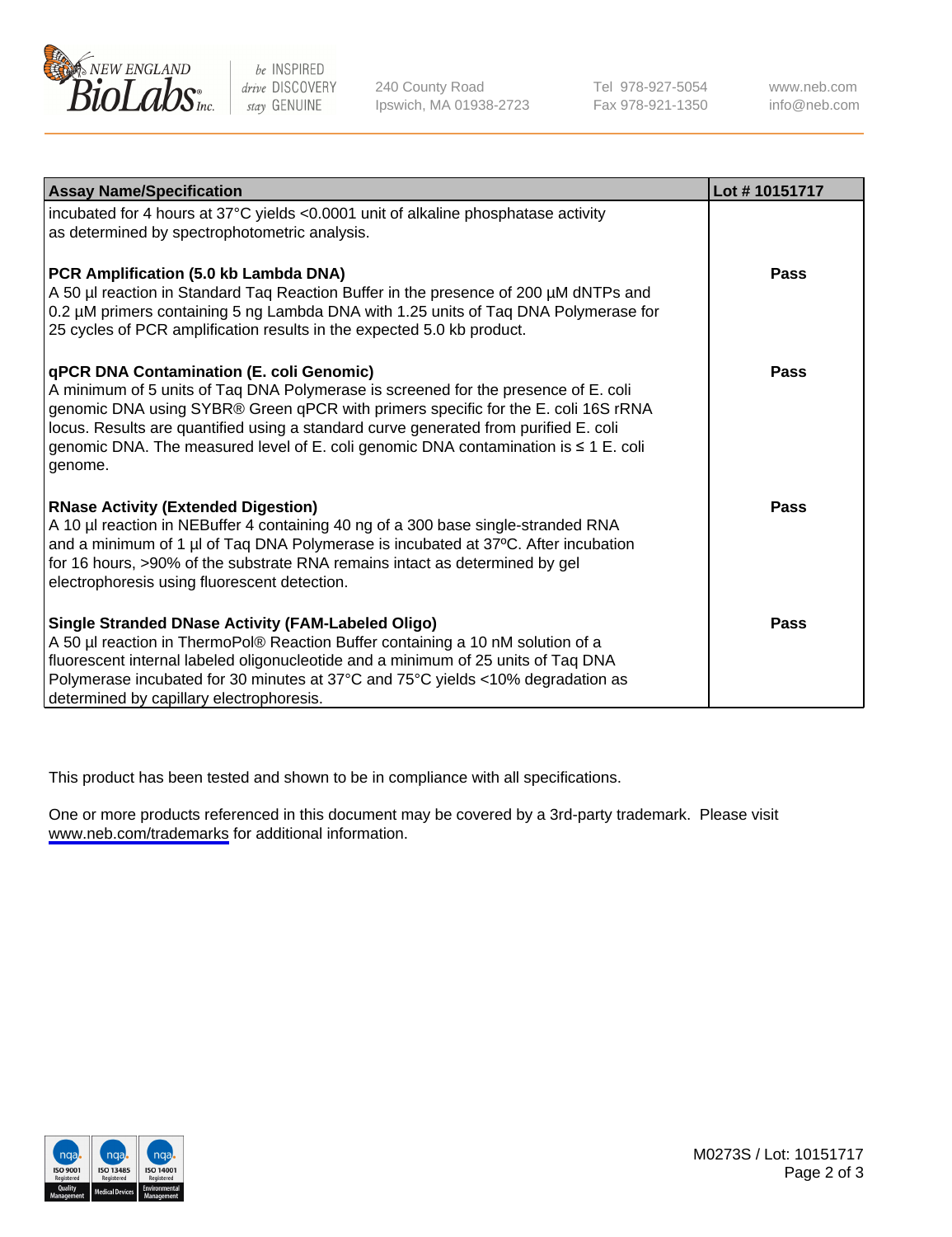| Assay Name/Specification | Lot # 10151717 |
|---|---|
| incubated for 4 hours at 37°C yields <0.0001 unit of alkaline phosphatase activity as determined by spectrophotometric analysis. | |
| **PCR Amplification (5.0 kb Lambda DNA)**<br>A 50 µl reaction in Standard Taq Reaction Buffer in the presence of 200 µM dNTPs and 0.2 µM primers containing 5 ng Lambda DNA with 1.25 units of Taq DNA Polymerase for 25 cycles of PCR amplification results in the expected 5.0 kb product. | **Pass** |
| **qPCR DNA Contamination (E. coli Genomic)**<br>A minimum of 5 units of Taq DNA Polymerase is screened for the presence of E. coli genomic DNA using SYBR® Green qPCR with primers specific for the E. coli 16S rRNA locus. Results are quantified using a standard curve generated from purified E. coli genomic DNA. The measured level of E. coli genomic DNA contamination is ≤ 1 E. coli genome. | **Pass** |
| **RNase Activity (Extended Digestion)**<br>A 10 µl reaction in NEBuffer 4 containing 40 ng of a 300 base single-stranded RNA and a minimum of 1 µl of Taq DNA Polymerase is incubated at 37ºC. After incubation for 16 hours, >90% of the substrate RNA remains intact as determined by gel electrophoresis using fluorescent detection. | **Pass** |
| **Single Stranded DNase Activity (FAM-Labeled Oligo)**<br>A 50 µl reaction in ThermoPol® Reaction Buffer containing a 10 nM solution of a fluorescent internal labeled oligonucleotide and a minimum of 25 units of Taq DNA Polymerase incubated for 30 minutes at 37°C and 75°C yields <10% degradation as determined by capillary electrophoresis. | **Pass** |

This product has been tested and shown to be in compliance with all specifications.

One or more products referenced in this document may be covered by a 3rd-party trademark. Please visit www.neb.com/trademarks for additional information.

M0273S / Lot: 10151717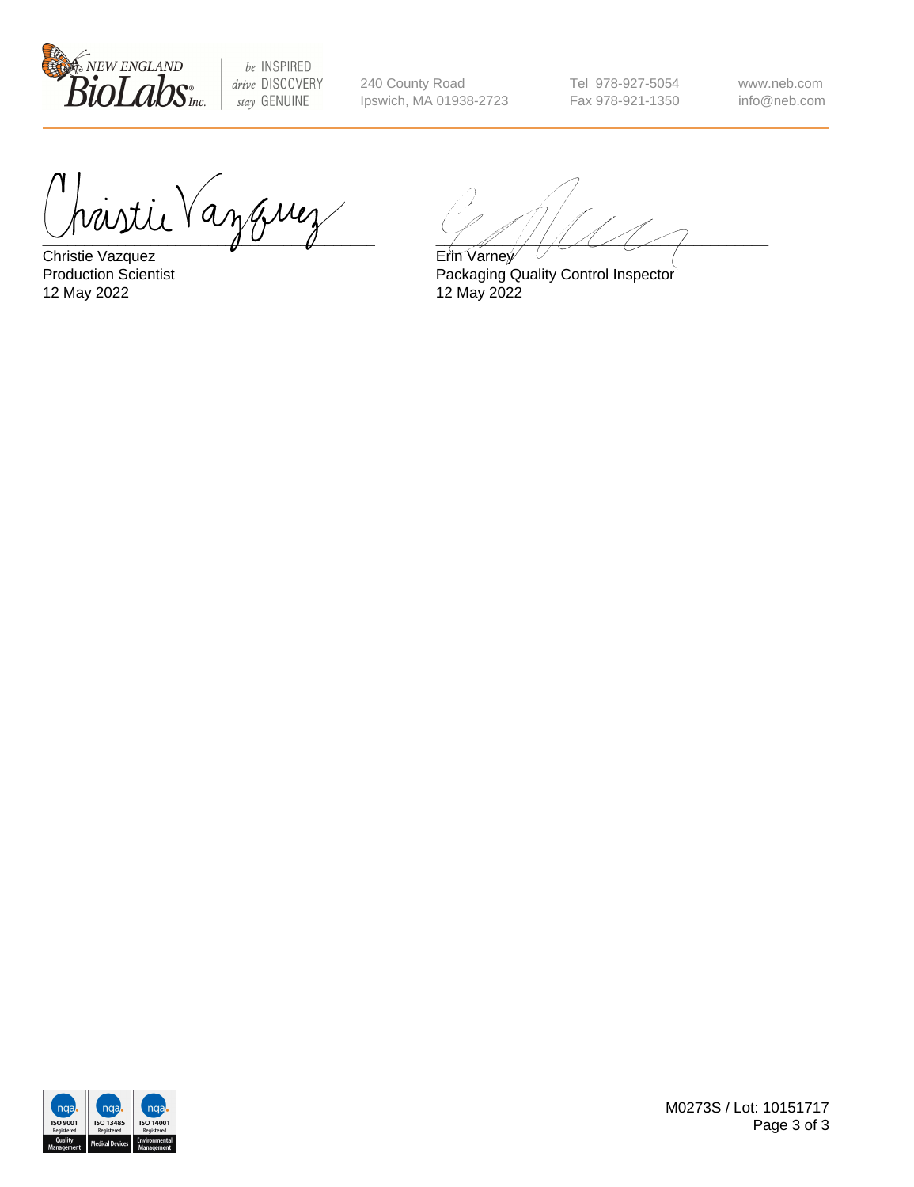Christie Vazquez
Production Scientist
12 May 2022

Erin Varney
Packaging Quality Control Inspector
12 May 2022

M0273S / Lot: 10151717